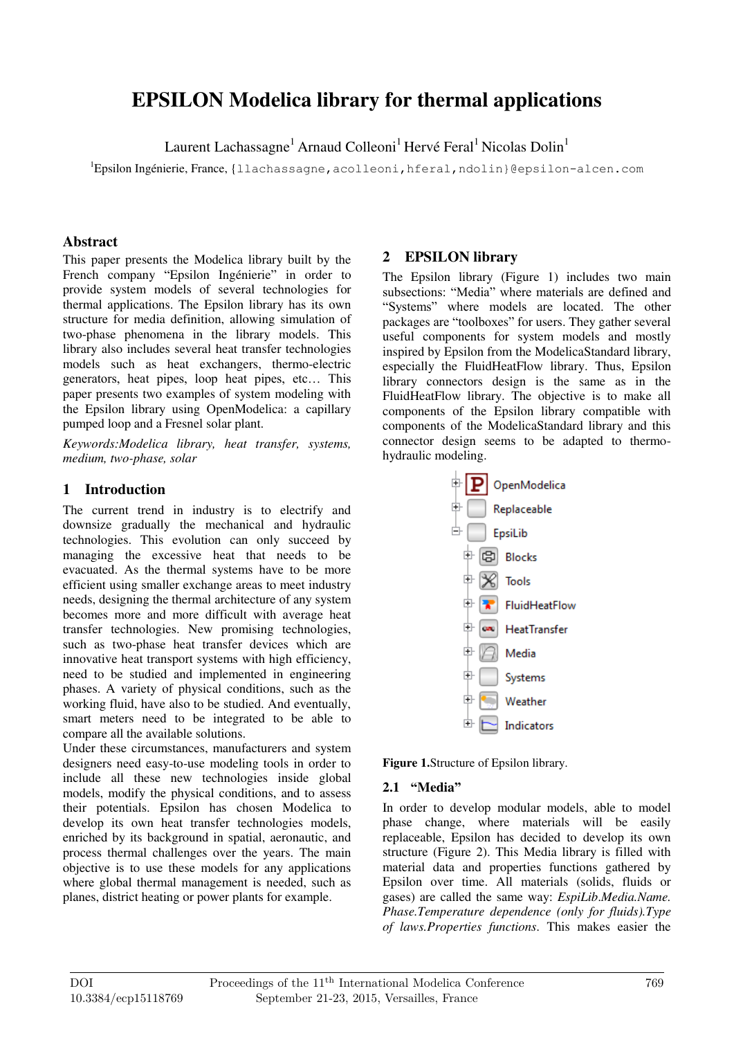# EPSILON Modelica library for thermal applications

Laurent Lachassagne[1] Arnaud Colleoni[1] Hervé Feral[1] Nicolas Dolin[1]

[1]Epsilon Ingénierie, France, {llachassagne,acolleoni,hferal,ndolin}@epsilon-alcen.com

## Abstract

This paper presents the Modelica library built by the French company "Epsilon Ingénierie" in order to provide system models of several technologies for thermal applications. The Epsilon library has its own structure for media definition, allowing simulation of two-phase phenomena in the library models. This library also includes several heat transfer technologies models such as heat exchangers, thermo-electric generators, heat pipes, loop heat pipes, etc… This paper presents two examples of system modeling with the Epsilon library using OpenModelica: a capillary pumped loop and a Fresnel solar plant.

*Keywords:Modelica library, heat transfer, systems, medium, two-phase, solar*

## 1 Introduction

The current trend in industry is to electrify and downsize gradually the mechanical and hydraulic technologies. This evolution can only succeed by managing the excessive heat that needs to be evacuated. As the thermal systems have to be more efficient using smaller exchange areas to meet industry needs, designing the thermal architecture of any system becomes more and more difficult with average heat transfer technologies. New promising technologies, such as two-phase heat transfer devices which are innovative heat transport systems with high efficiency, need to be studied and implemented in engineering phases. A variety of physical conditions, such as the working fluid, have also to be studied. And eventually, smart meters need to be integrated to be able to compare all the available solutions.

Under these circumstances, manufacturers and system designers need easy-to-use modeling tools in order to include all these new technologies inside global models, modify the physical conditions, and to assess their potentials. Epsilon has chosen Modelica to develop its own heat transfer technologies models, enriched by its background in spatial, aeronautic, and process thermal challenges over the years. The main objective is to use these models for any applications where global thermal management is needed, such as planes, district heating or power plants for example.

## 2 EPSILON library

The Epsilon library (Figure 1) includes two main subsections: "Media" where materials are defined and "Systems" where models are located. The other packages are "toolboxes" for users. They gather several useful components for system models and mostly inspired by Epsilon from the ModelicaStandard library, especially the FluidHeatFlow library. Thus, Epsilon library connectors design is the same as in the FluidHeatFlow library. The objective is to make all components of the Epsilon library compatible with components of the ModelicaStandard library and this connector design seems to be adapted to thermo-hydraulic modeling.

- OpenModelica
- Replaceable
- EpsiLib
  - Blocks
  - Tools
  - FluidHeatFlow
  - HeatTransfer
  - Media
  - Systems
  - Weather
  - Indicators

**Figure 1.**Structure of Epsilon library.

### 2.1 "Media"

In order to develop modular models, able to model phase change, where materials will be easily replaceable, Epsilon has decided to develop its own structure (Figure 2). This Media library is filled with material data and properties functions gathered by Epsilon over time. All materials (solids, fluids or gases) are called the same way: *EspiLib.Media.Name. Phase.Temperature dependence (only for fluids).Type of laws.Properties functions*. This makes easier the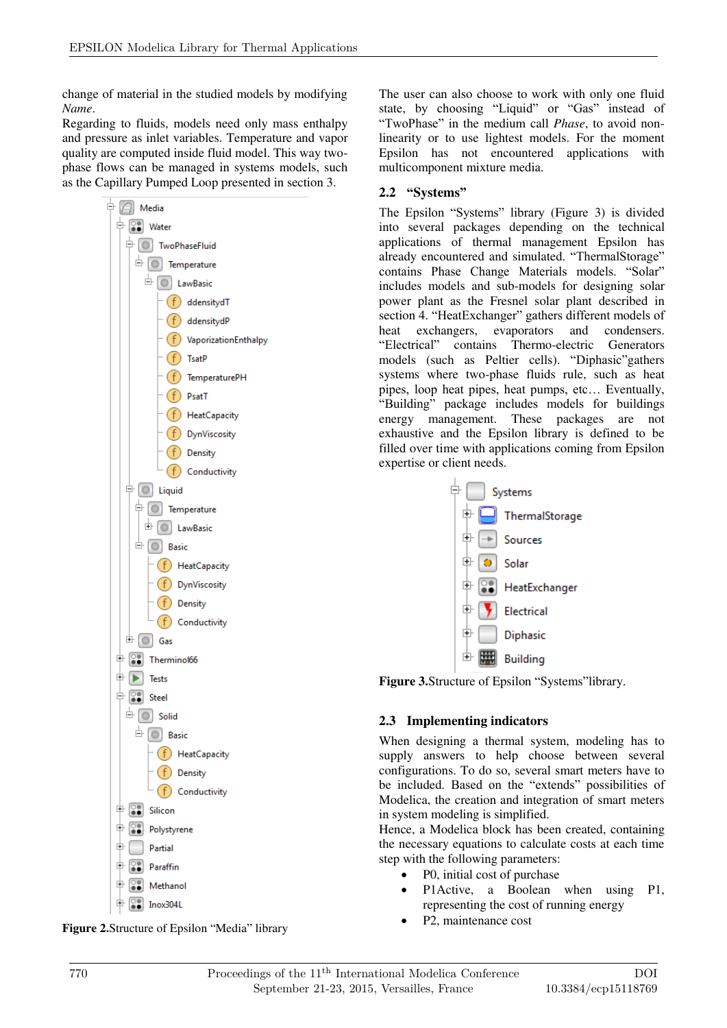change of material in the studied models by modifying *Name*.

Regarding to fluids, models need only mass enthalpy and pressure as inlet variables. Temperature and vapor quality are computed inside fluid model. This way two-phase flows can be managed in systems models, such as the Capillary Pumped Loop presented in section 3.

```
Media
  Water
    TwoPhaseFluid
      Temperature
        LawBasic
          ddensitydT
          ddensitydP
          VaporizationEnthalpy
          TsatP
          TemperaturePH
          PsatT
          HeatCapacity
          DynViscosity
          Density
          Conductivity
    Liquid
      Temperature
        LawBasic
      Basic
        HeatCapacity
        DynViscosity
        Density
        Conductivity
    Gas
  Therminol66
  Tests
  Steel
    Solid
      Basic
        HeatCapacity
        Density
        Conductivity
  Silicon
  Polystyrene
  Partial
  Paraffin
  Methanol
  Inox304L
```

**Figure 2.**Structure of Epsilon "Media" library

The user can also choose to work with only one fluid state, by choosing "Liquid" or "Gas" instead of "TwoPhase" in the medium call *Phase*, to avoid non-linearity or to use lightest models. For the moment Epsilon has not encountered applications with multicomponent mixture media.

## 2.2 "Systems"

The Epsilon "Systems" library (Figure 3) is divided into several packages depending on the technical applications of thermal management Epsilon has already encountered and simulated. "ThermalStorage" contains Phase Change Materials models. "Solar" includes models and sub-models for designing solar power plant as the Fresnel solar plant described in section 4. "HeatExchanger" gathers different models of heat exchangers, evaporators and condensers. "Electrical" contains Thermo-electric Generators models (such as Peltier cells). "Diphasic"gathers systems where two-phase fluids rule, such as heat pipes, loop heat pipes, heat pumps, etc… Eventually, "Building" package includes models for buildings energy management. These packages are not exhaustive and the Epsilon library is defined to be filled over time with applications coming from Epsilon expertise or client needs.

```
Systems
  ThermalStorage
  Sources
  Solar
  HeatExchanger
  Electrical
  Diphasic
  Building
```

**Figure 3.**Structure of Epsilon "Systems"library.

## 2.3 Implementing indicators

When designing a thermal system, modeling has to supply answers to help choose between several configurations. To do so, several smart meters have to be included. Based on the "extends" possibilities of Modelica, the creation and integration of smart meters in system modeling is simplified.

Hence, a Modelica block has been created, containing the necessary equations to calculate costs at each time step with the following parameters:

- P0, initial cost of purchase
- P1Active, a Boolean when using P1, representing the cost of running energy
- P2, maintenance cost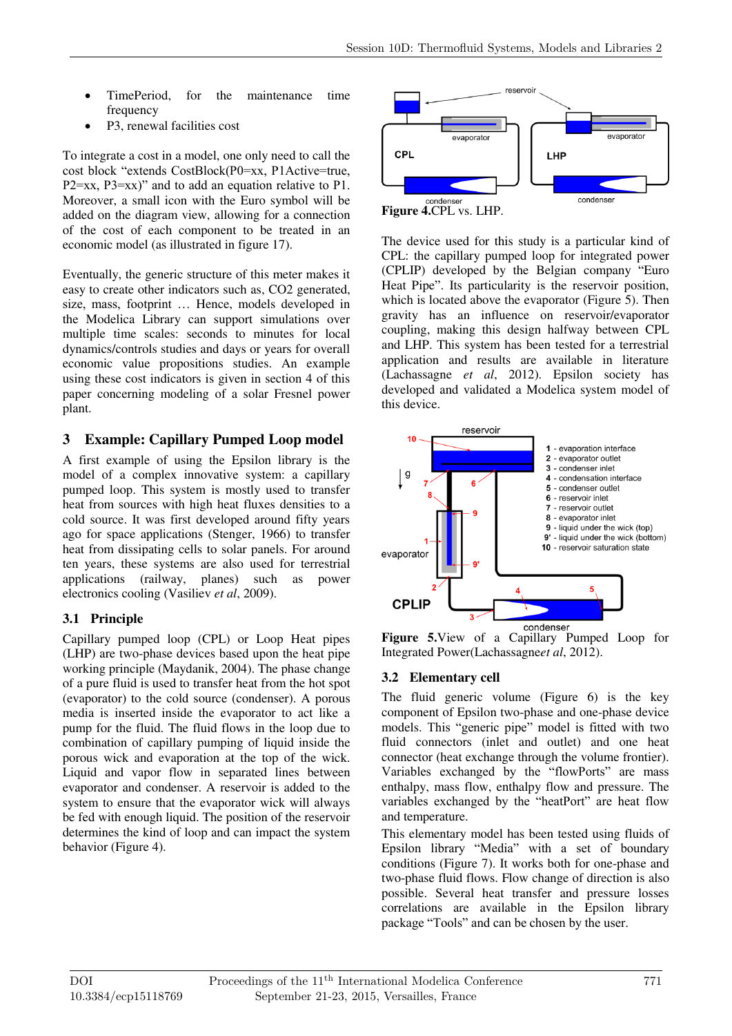- TimePeriod, for the maintenance time frequency
- P3, renewal facilities cost

To integrate a cost in a model, one only need to call the cost block "extends CostBlock(P0=xx, P1Active=true, P2=xx, P3=xx)" and to add an equation relative to P1. Moreover, a small icon with the Euro symbol will be added on the diagram view, allowing for a connection of the cost of each component to be treated in an economic model (as illustrated in figure 17).

Eventually, the generic structure of this meter makes it easy to create other indicators such as, CO2 generated, size, mass, footprint … Hence, models developed in the Modelica Library can support simulations over multiple time scales: seconds to minutes for local dynamics/controls studies and days or years for overall economic value propositions studies. An example using these cost indicators is given in section 4 of this paper concerning modeling of a solar Fresnel power plant.

## 3 Example: Capillary Pumped Loop model

A first example of using the Epsilon library is the model of a complex innovative system: a capillary pumped loop. This system is mostly used to transfer heat from sources with high heat fluxes densities to a cold source. It was first developed around fifty years ago for space applications (Stenger, 1966) to transfer heat from dissipating cells to solar panels. For around ten years, these systems are also used for terrestrial applications (railway, planes) such as power electronics cooling (Vasiliev *et al*, 2009).

### 3.1 Principle

Capillary pumped loop (CPL) or Loop Heat pipes (LHP) are two-phase devices based upon the heat pipe working principle (Maydanik, 2004). The phase change of a pure fluid is used to transfer heat from the hot spot (evaporator) to the cold source (condenser). A porous media is inserted inside the evaporator to act like a pump for the fluid. The fluid flows in the loop due to combination of capillary pumping of liquid inside the porous wick and evaporation at the top of the wick. Liquid and vapor flow in separated lines between evaporator and condenser. A reservoir is added to the system to ensure that the evaporator wick will always be fed with enough liquid. The position of the reservoir determines the kind of loop and can impact the system behavior (Figure 4).

**Figure 4.**CPL vs. LHP.

The device used for this study is a particular kind of CPL: the capillary pumped loop for integrated power (CPLIP) developed by the Belgian company "Euro Heat Pipe". Its particularity is the reservoir position, which is located above the evaporator (Figure 5). Then gravity has an influence on reservoir/evaporator coupling, making this design halfway between CPL and LHP. This system has been tested for a terrestrial application and results are available in literature (Lachassagne *et al*, 2012). Epsilon society has developed and validated a Modelica system model of this device.

**Figure 5.**View of a Capillary Pumped Loop for Integrated Power(Lachassagne*et al*, 2012).

### 3.2 Elementary cell

The fluid generic volume (Figure 6) is the key component of Epsilon two-phase and one-phase device models. This "generic pipe" model is fitted with two fluid connectors (inlet and outlet) and one heat connector (heat exchange through the volume frontier). Variables exchanged by the "flowPorts" are mass enthalpy, mass flow, enthalpy flow and pressure. The variables exchanged by the "heatPort" are heat flow and temperature.

This elementary model has been tested using fluids of Epsilon library "Media" with a set of boundary conditions (Figure 7). It works both for one-phase and two-phase fluid flows. Flow change of direction is also possible. Several heat transfer and pressure losses correlations are available in the Epsilon library package "Tools" and can be chosen by the user.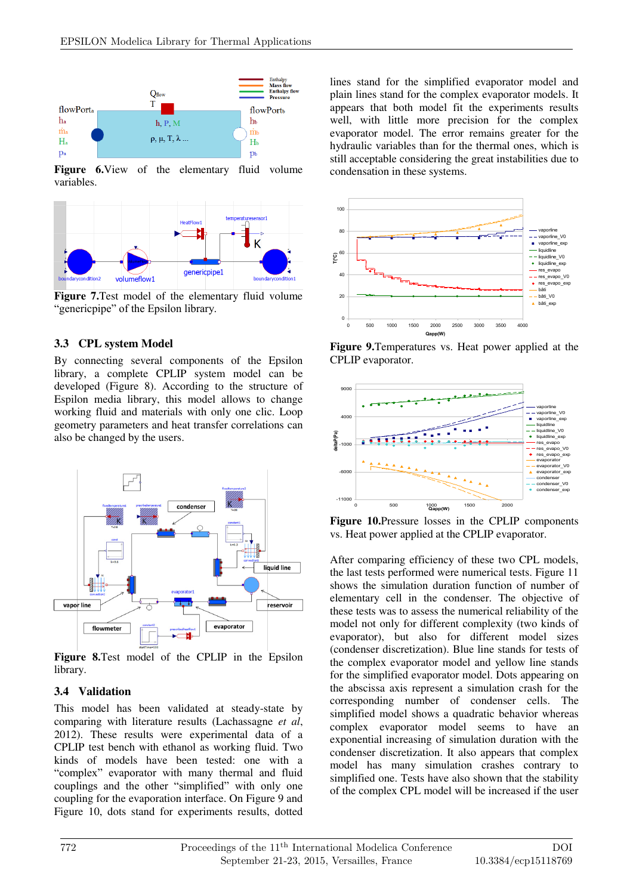**Figure 6.**View of the elementary fluid volume variables.

**Figure 7.**Test model of the elementary fluid volume "genericpipe" of the Epsilon library.

### 3.3 CPL system Model

By connecting several components of the Epsilon library, a complete CPLIP system model can be developed (Figure 8). According to the structure of Espilon media library, this model allows to change working fluid and materials with only one clic. Loop geometry parameters and heat transfer correlations can also be changed by the users.

**Figure 8.**Test model of the CPLIP in the Epsilon library.

### 3.4 Validation

This model has been validated at steady-state by comparing with literature results (Lachassagne *et al*, 2012). These results were experimental data of a CPLIP test bench with ethanol as working fluid. Two kinds of models have been tested: one with a "complex" evaporator with many thermal and fluid couplings and the other "simplified" with only one coupling for the evaporation interface. On Figure 9 and Figure 10, dots stand for experiments results, dotted lines stand for the simplified evaporator model and plain lines stand for the complex evaporator models. It appears that both model fit the experiments results well, with little more precision for the complex evaporator model. The error remains greater for the hydraulic variables than for the thermal ones, which is still acceptable considering the great instabilities due to condensation in these systems.

**Figure 9.**Temperatures vs. Heat power applied at the CPLIP evaporator.

**Figure 10.**Pressure losses in the CPLIP components vs. Heat power applied at the CPLIP evaporator.

After comparing efficiency of these two CPL models, the last tests performed were numerical tests. Figure 11 shows the simulation duration function of number of elementary cell in the condenser. The objective of these tests was to assess the numerical reliability of the model not only for different complexity (two kinds of evaporator), but also for different model sizes (condenser discretization). Blue line stands for tests of the complex evaporator model and yellow line stands for the simplified evaporator model. Dots appearing on the abscissa axis represent a simulation crash for the corresponding number of condenser cells. The simplified model shows a quadratic behavior whereas complex evaporator model seems to have an exponential increasing of simulation duration with the condenser discretization. It also appears that complex model has many simulation crashes contrary to simplified one. Tests have also shown that the stability of the complex CPL model will be increased if the user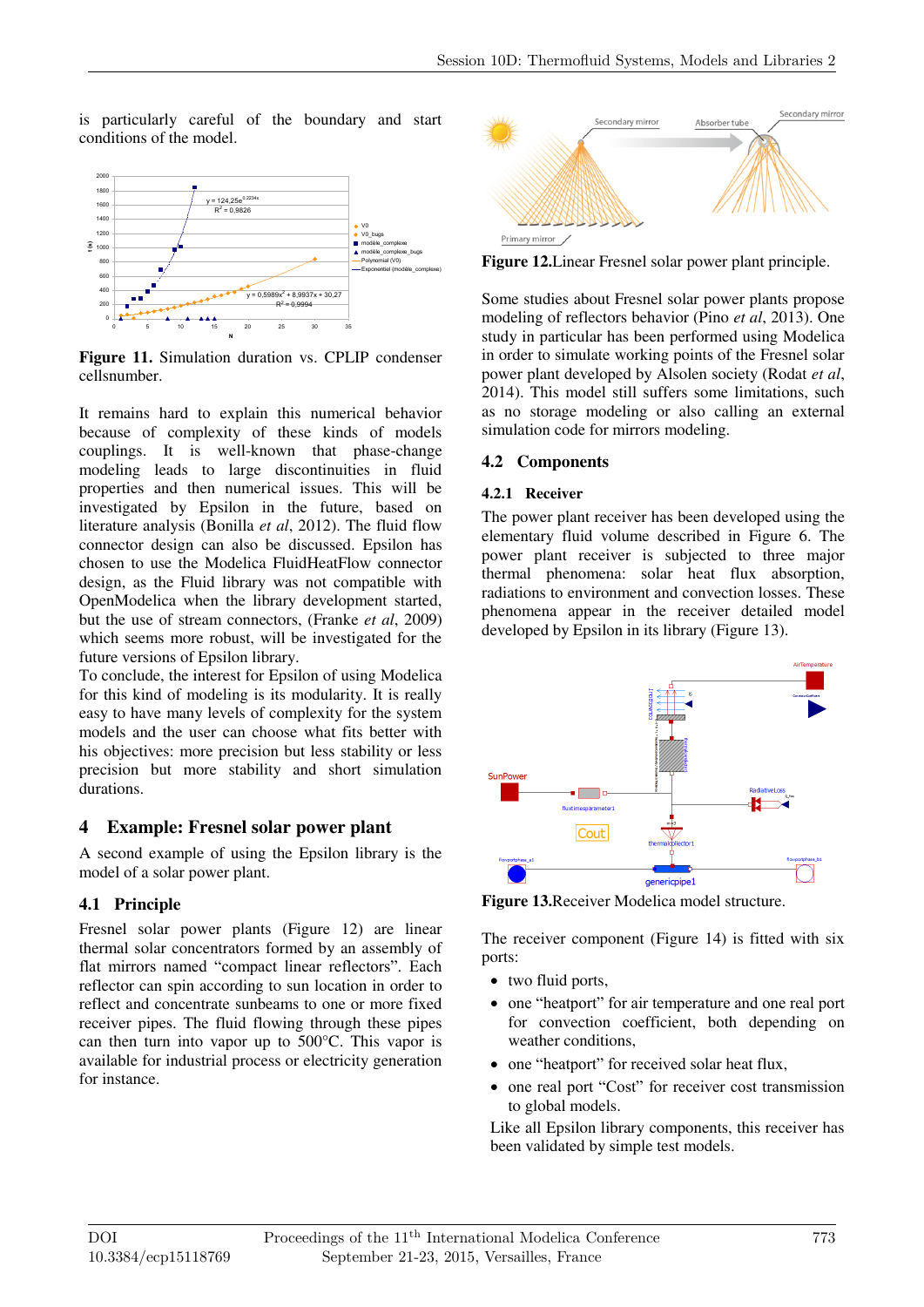is particularly careful of the boundary and start conditions of the model.

**Figure 11.** Simulation duration vs. CPLIP condenser cellsnumber.

It remains hard to explain this numerical behavior because of complexity of these kinds of models couplings. It is well-known that phase-change modeling leads to large discontinuities in fluid properties and then numerical issues. This will be investigated by Epsilon in the future, based on literature analysis (Bonilla *et al*, 2012). The fluid flow connector design can also be discussed. Epsilon has chosen to use the Modelica FluidHeatFlow connector design, as the Fluid library was not compatible with OpenModelica when the library development started, but the use of stream connectors, (Franke *et al*, 2009) which seems more robust, will be investigated for the future versions of Epsilon library.

To conclude, the interest for Epsilon of using Modelica for this kind of modeling is its modularity. It is really easy to have many levels of complexity for the system models and the user can choose what fits better with his objectives: more precision but less stability or less precision but more stability and short simulation durations.

## 4 Example: Fresnel solar power plant

A second example of using the Epsilon library is the model of a solar power plant.

### 4.1 Principle

Fresnel solar power plants (Figure 12) are linear thermal solar concentrators formed by an assembly of flat mirrors named "compact linear reflectors". Each reflector can spin according to sun location in order to reflect and concentrate sunbeams to one or more fixed receiver pipes. The fluid flowing through these pipes can then turn into vapor up to 500°C. This vapor is available for industrial process or electricity generation for instance.

**Figure 12.**Linear Fresnel solar power plant principle.

Some studies about Fresnel solar power plants propose modeling of reflectors behavior (Pino *et al*, 2013). One study in particular has been performed using Modelica in order to simulate working points of the Fresnel solar power plant developed by Alsolen society (Rodat *et al*, 2014). This model still suffers some limitations, such as no storage modeling or also calling an external simulation code for mirrors modeling.

### 4.2 Components

#### 4.2.1 Receiver

The power plant receiver has been developed using the elementary fluid volume described in Figure 6. The power plant receiver is subjected to three major thermal phenomena: solar heat flux absorption, radiations to environment and convection losses. These phenomena appear in the receiver detailed model developed by Epsilon in its library (Figure 13).

**Figure 13.**Receiver Modelica model structure.

The receiver component (Figure 14) is fitted with six ports:

- two fluid ports,
- one "heatport" for air temperature and one real port for convection coefficient, both depending on weather conditions,
- one "heatport" for received solar heat flux,
- one real port "Cost" for receiver cost transmission to global models.

Like all Epsilon library components, this receiver has been validated by simple test models.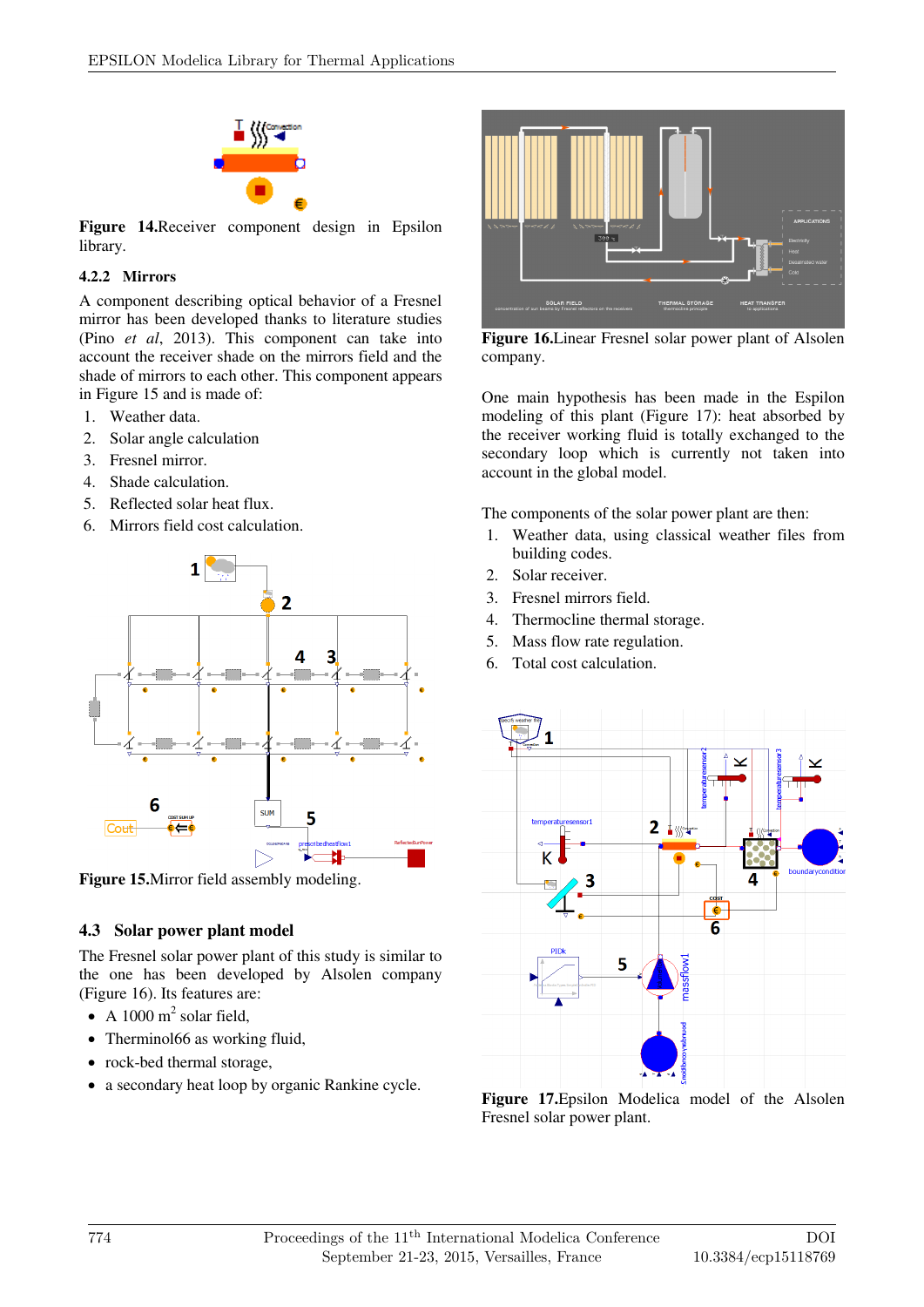**Figure 14.**Receiver component design in Epsilon library.

### 4.2.2 Mirrors

A component describing optical behavior of a Fresnel mirror has been developed thanks to literature studies (Pino *et al*, 2013). This component can take into account the receiver shade on the mirrors field and the shade of mirrors to each other. This component appears in Figure 15 and is made of:

1. Weather data.
2. Solar angle calculation
3. Fresnel mirror.
4. Shade calculation.
5. Reflected solar heat flux.
6. Mirrors field cost calculation.

**Figure 15.**Mirror field assembly modeling.

## 4.3 Solar power plant model

The Fresnel solar power plant of this study is similar to the one has been developed by Alsolen company (Figure 16). Its features are:

- A 1000 $m^2$ solar field,
- Therminol66 as working fluid,
- rock-bed thermal storage,
- a secondary heat loop by organic Rankine cycle.

**Figure 16.**Linear Fresnel solar power plant of Alsolen company.

One main hypothesis has been made in the Espilon modeling of this plant (Figure 17): heat absorbed by the receiver working fluid is totally exchanged to the secondary loop which is currently not taken into account in the global model.

The components of the solar power plant are then:

1. Weather data, using classical weather files from building codes.
2. Solar receiver.
3. Fresnel mirrors field.
4. Thermocline thermal storage.
5. Mass flow rate regulation.
6. Total cost calculation.

**Figure 17.**Epsilon Modelica model of the Alsolen Fresnel solar power plant.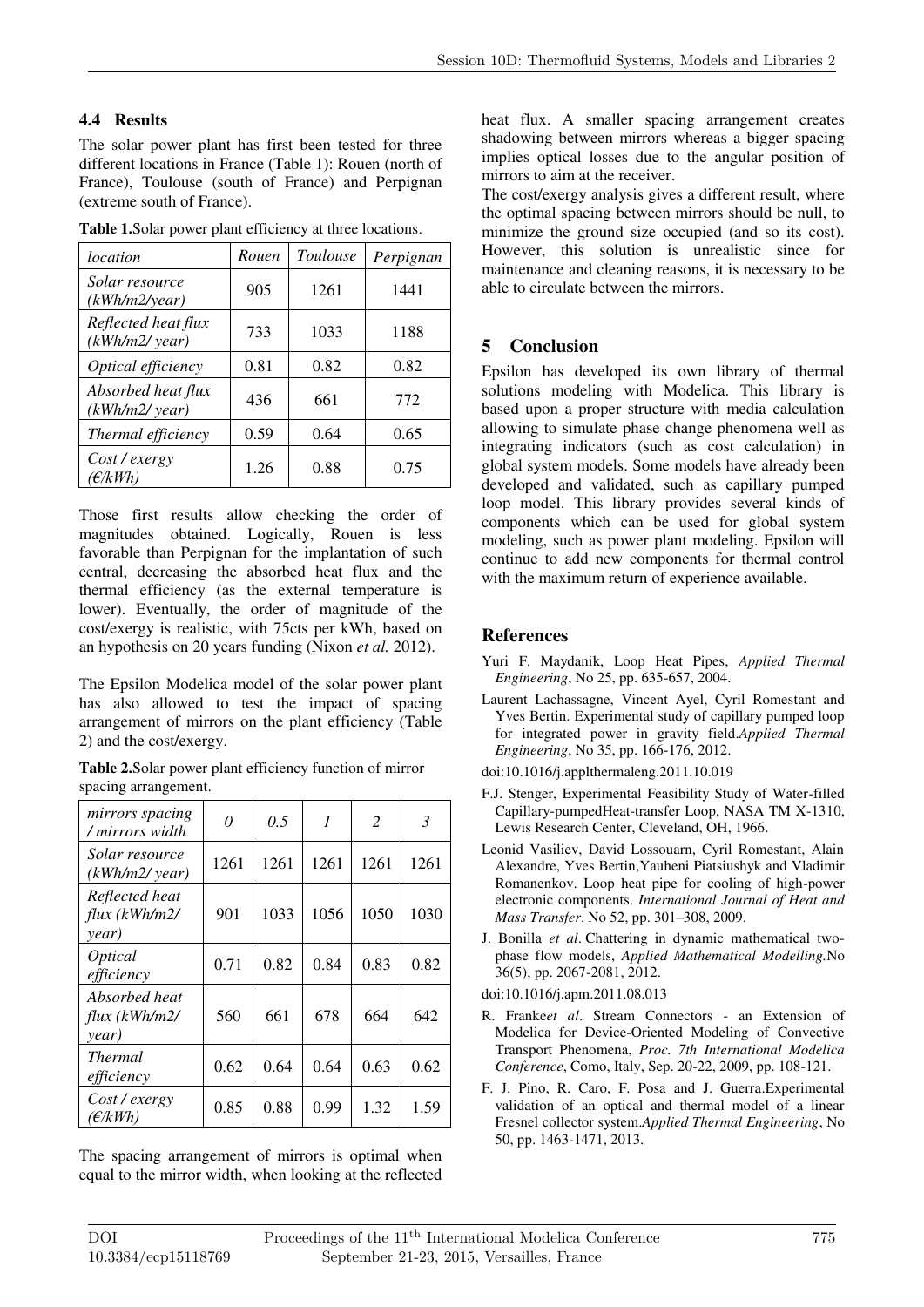### 4.4 Results

The solar power plant has first been tested for three different locations in France (Table 1): Rouen (north of France), Toulouse (south of France) and Perpignan (extreme south of France).

**Table 1.** Solar power plant efficiency at three locations.

| *location* | *Rouen* | *Toulouse* | *Perpignan* |
|---|---|---|---|
| *Solar resource (kWh/m2/year)* | 905 | 1261 | 1441 |
| *Reflected heat flux (kWh/m2/ year)* | 733 | 1033 | 1188 |
| *Optical efficiency* | 0.81 | 0.82 | 0.82 |
| *Absorbed heat flux (kWh/m2/ year)* | 436 | 661 | 772 |
| *Thermal efficiency* | 0.59 | 0.64 | 0.65 |
| *Cost / exergy (€/kWh)* | 1.26 | 0.88 | 0.75 |

Those first results allow checking the order of magnitudes obtained. Logically, Rouen is less favorable than Perpignan for the implantation of such central, decreasing the absorbed heat flux and the thermal efficiency (as the external temperature is lower). Eventually, the order of magnitude of the cost/exergy is realistic, with 75cts per kWh, based on an hypothesis on 20 years funding (Nixon *et al.* 2012).

The Epsilon Modelica model of the solar power plant has also allowed to test the impact of spacing arrangement of mirrors on the plant efficiency (Table 2) and the cost/exergy.

**Table 2.** Solar power plant efficiency function of mirror spacing arrangement.

| *mirrors spacing / mirrors width* | *0* | *0.5* | *1* | *2* | *3* |
|---|---|---|---|---|---|
| *Solar resource (kWh/m2/ year)* | 1261 | 1261 | 1261 | 1261 | 1261 |
| *Reflected heat flux (kWh/m2/ year)* | 901 | 1033 | 1056 | 1050 | 1030 |
| *Optical efficiency* | 0.71 | 0.82 | 0.84 | 0.83 | 0.82 |
| *Absorbed heat flux (kWh/m2/ year)* | 560 | 661 | 678 | 664 | 642 |
| *Thermal efficiency* | 0.62 | 0.64 | 0.64 | 0.63 | 0.62 |
| *Cost / exergy (€/kWh)* | 0.85 | 0.88 | 0.99 | 1.32 | 1.59 |

The spacing arrangement of mirrors is optimal when equal to the mirror width, when looking at the reflected heat flux. A smaller spacing arrangement creates shadowing between mirrors whereas a bigger spacing implies optical losses due to the angular position of mirrors to aim at the receiver.

The cost/exergy analysis gives a different result, where the optimal spacing between mirrors should be null, to minimize the ground size occupied (and so its cost). However, this solution is unrealistic since for maintenance and cleaning reasons, it is necessary to be able to circulate between the mirrors.

## 5 Conclusion

Epsilon has developed its own library of thermal solutions modeling with Modelica. This library is based upon a proper structure with media calculation allowing to simulate phase change phenomena well as integrating indicators (such as cost calculation) in global system models. Some models have already been developed and validated, such as capillary pumped loop model. This library provides several kinds of components which can be used for global system modeling, such as power plant modeling. Epsilon will continue to add new components for thermal control with the maximum return of experience available.

## References

Yuri F. Maydanik, Loop Heat Pipes, *Applied Thermal Engineering*, No 25, pp. 635-657, 2004.

Laurent Lachassagne, Vincent Ayel, Cyril Romestant and Yves Bertin. Experimental study of capillary pumped loop for integrated power in gravity field. *Applied Thermal Engineering*, No 35, pp. 166-176, 2012.

doi:10.1016/j.applthermaleng.2011.10.019

F.J. Stenger, Experimental Feasibility Study of Water-filled Capillary-pumpedHeat-transfer Loop, NASA TM X-1310, Lewis Research Center, Cleveland, OH, 1966.

Leonid Vasiliev, David Lossouarn, Cyril Romestant, Alain Alexandre, Yves Bertin,Yauheni Piatsiushyk and Vladimir Romanenkov. Loop heat pipe for cooling of high-power electronic components. *International Journal of Heat and Mass Transfer*. No 52, pp. 301–308, 2009.

J. Bonilla *et al*. Chattering in dynamic mathematical two-phase flow models, *Applied Mathematical Modelling*. No 36(5), pp. 2067-2081, 2012.

doi:10.1016/j.apm.2011.08.013

R. Franke*et al*. Stream Connectors - an Extension of Modelica for Device-Oriented Modeling of Convective Transport Phenomena, *Proc. 7th International Modelica Conference*, Como, Italy, Sep. 20-22, 2009, pp. 108-121.

F. J. Pino, R. Caro, F. Posa and J. Guerra.Experimental validation of an optical and thermal model of a linear Fresnel collector system. *Applied Thermal Engineering*, No 50, pp. 1463-1471, 2013.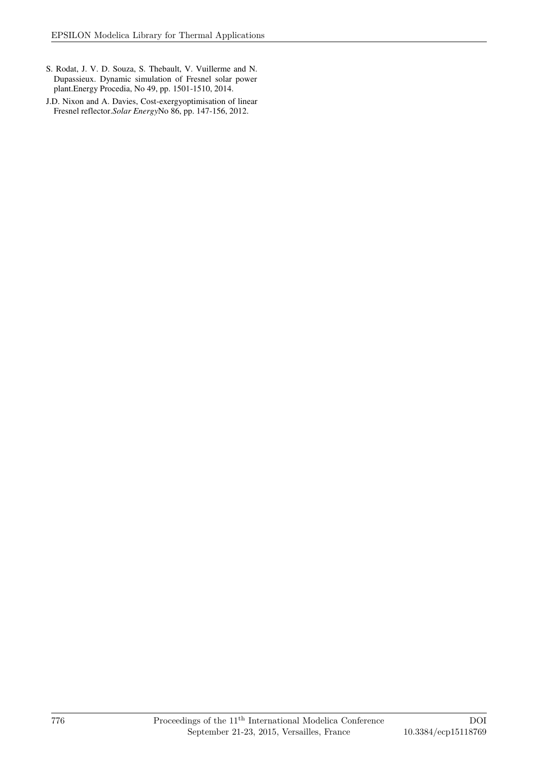S. Rodat, J. V. D. Souza, S. Thebault, V. Vuillerme and N. Dupassieux. Dynamic simulation of Fresnel solar power plant.Energy Procedia, No 49, pp. 1501-1510, 2014.

J.D. Nixon and A. Davies, Cost-exergyoptimisation of linear Fresnel reflector.*Solar Energy*No 86, pp. 147-156, 2012.